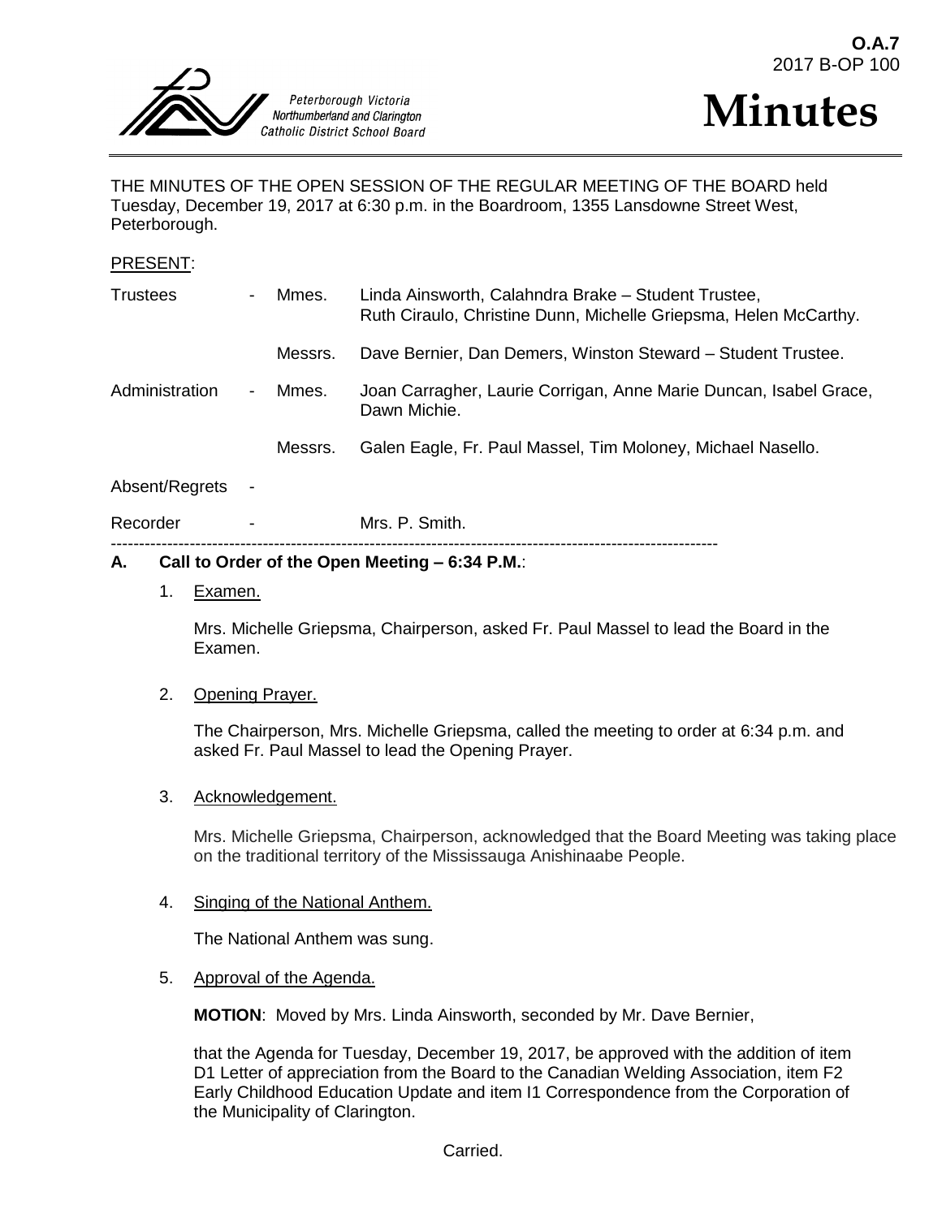**O.A.7**
2017 B-OP 100

Peterborough Victoria
Northumberland and Clarington
Catholic District School Board

# Minutes

THE MINUTES OF THE OPEN SESSION OF THE REGULAR MEETING OF THE BOARD held Tuesday, December 19, 2017 at 6:30 p.m. in the Boardroom, 1355 Lansdowne Street West, Peterborough.

PRESENT:

| | | | |
|---|---|---|---|
| Trustees | - | Mmes. | Linda Ainsworth, Calahndra Brake – Student Trustee, Ruth Ciraulo, Christine Dunn, Michelle Griepsma, Helen McCarthy. |
| | | Messrs. | Dave Bernier, Dan Demers, Winston Steward – Student Trustee. |
| Administration | - | Mmes. | Joan Carragher, Laurie Corrigan, Anne Marie Duncan, Isabel Grace, Dawn Michie. |
| | | Messrs. | Galen Eagle, Fr. Paul Massel, Tim Moloney, Michael Nasello. |
| Absent/Regrets | - | | |
| Recorder | - | | Mrs. P. Smith. |

---

## A. Call to Order of the Open Meeting – 6:34 P.M.:

1. Examen.

   Mrs. Michelle Griepsma, Chairperson, asked Fr. Paul Massel to lead the Board in the Examen.

2. Opening Prayer.

   The Chairperson, Mrs. Michelle Griepsma, called the meeting to order at 6:34 p.m. and asked Fr. Paul Massel to lead the Opening Prayer.

3. Acknowledgement.

   Mrs. Michelle Griepsma, Chairperson, acknowledged that the Board Meeting was taking place on the traditional territory of the Mississauga Anishinaabe People.

4. Singing of the National Anthem.

   The National Anthem was sung.

5. Approval of the Agenda.

   **MOTION**: Moved by Mrs. Linda Ainsworth, seconded by Mr. Dave Bernier,

   that the Agenda for Tuesday, December 19, 2017, be approved with the addition of item D1 Letter of appreciation from the Board to the Canadian Welding Association, item F2 Early Childhood Education Update and item I1 Correspondence from the Corporation of the Municipality of Clarington.

   Carried.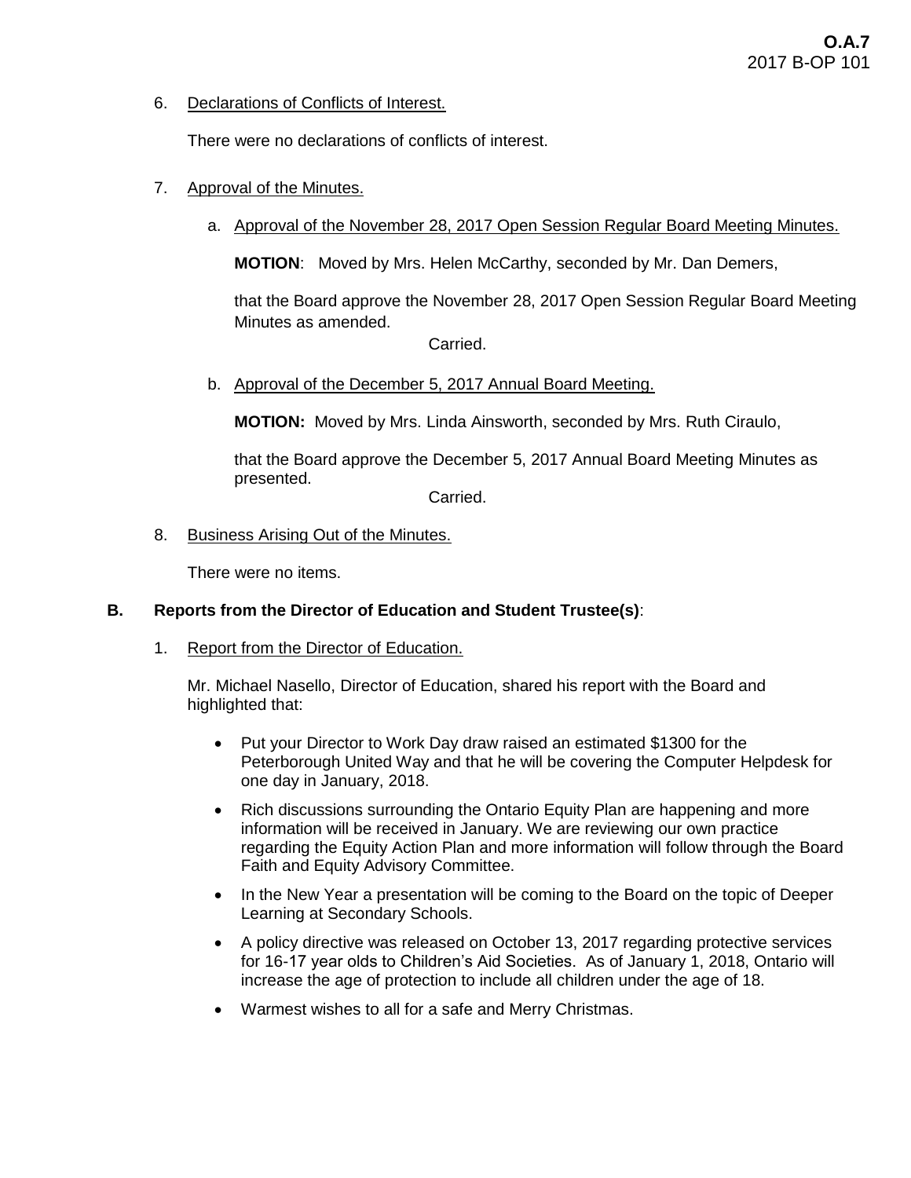6. Declarations of Conflicts of Interest.

   There were no declarations of conflicts of interest.

7. Approval of the Minutes.

   a. Approval of the November 28, 2017 Open Session Regular Board Meeting Minutes.

      **MOTION**: Moved by Mrs. Helen McCarthy, seconded by Mr. Dan Demers,

      that the Board approve the November 28, 2017 Open Session Regular Board Meeting Minutes as amended.

      Carried.

   b. Approval of the December 5, 2017 Annual Board Meeting.

      **MOTION:** Moved by Mrs. Linda Ainsworth, seconded by Mrs. Ruth Ciraulo,

      that the Board approve the December 5, 2017 Annual Board Meeting Minutes as presented.

      Carried.

8. Business Arising Out of the Minutes.

   There were no items.

## B. Reports from the Director of Education and Student Trustee(s):

1. Report from the Director of Education.

   Mr. Michael Nasello, Director of Education, shared his report with the Board and highlighted that:

   - Put your Director to Work Day draw raised an estimated $1300 for the Peterborough United Way and that he will be covering the Computer Helpdesk for one day in January, 2018.
   - Rich discussions surrounding the Ontario Equity Plan are happening and more information will be received in January. We are reviewing our own practice regarding the Equity Action Plan and more information will follow through the Board Faith and Equity Advisory Committee.
   - In the New Year a presentation will be coming to the Board on the topic of Deeper Learning at Secondary Schools.
   - A policy directive was released on October 13, 2017 regarding protective services for 16-17 year olds to Children's Aid Societies. As of January 1, 2018, Ontario will increase the age of protection to include all children under the age of 18.
   - Warmest wishes to all for a safe and Merry Christmas.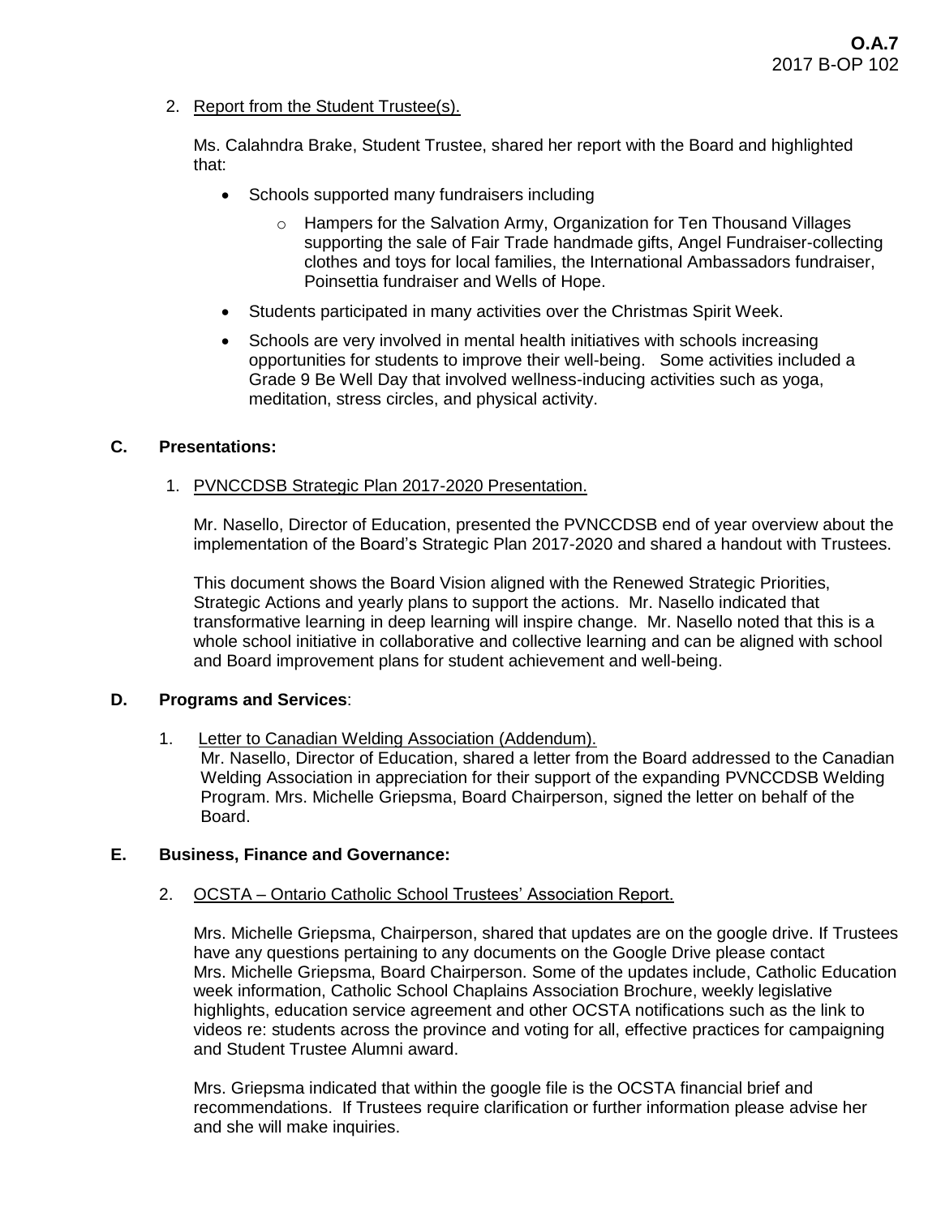2. Report from the Student Trustee(s).

   Ms. Calahndra Brake, Student Trustee, shared her report with the Board and highlighted that:

   - Schools supported many fundraisers including
     - Hampers for the Salvation Army, Organization for Ten Thousand Villages supporting the sale of Fair Trade handmade gifts, Angel Fundraiser-collecting clothes and toys for local families, the International Ambassadors fundraiser, Poinsettia fundraiser and Wells of Hope.
   - Students participated in many activities over the Christmas Spirit Week.
   - Schools are very involved in mental health initiatives with schools increasing opportunities for students to improve their well-being. Some activities included a Grade 9 Be Well Day that involved wellness-inducing activities such as yoga, meditation, stress circles, and physical activity.

## C. Presentations:

1. PVNCCDSB Strategic Plan 2017-2020 Presentation.

   Mr. Nasello, Director of Education, presented the PVNCCDSB end of year overview about the implementation of the Board's Strategic Plan 2017-2020 and shared a handout with Trustees.

   This document shows the Board Vision aligned with the Renewed Strategic Priorities, Strategic Actions and yearly plans to support the actions. Mr. Nasello indicated that transformative learning in deep learning will inspire change. Mr. Nasello noted that this is a whole school initiative in collaborative and collective learning and can be aligned with school and Board improvement plans for student achievement and well-being.

## D. Programs and Services:

1. Letter to Canadian Welding Association (Addendum).
   Mr. Nasello, Director of Education, shared a letter from the Board addressed to the Canadian Welding Association in appreciation for their support of the expanding PVNCCDSB Welding Program. Mrs. Michelle Griepsma, Board Chairperson, signed the letter on behalf of the Board.

## E. Business, Finance and Governance:

2. OCSTA – Ontario Catholic School Trustees' Association Report.

   Mrs. Michelle Griepsma, Chairperson, shared that updates are on the google drive. If Trustees have any questions pertaining to any documents on the Google Drive please contact Mrs. Michelle Griepsma, Board Chairperson. Some of the updates include, Catholic Education week information, Catholic School Chaplains Association Brochure, weekly legislative highlights, education service agreement and other OCSTA notifications such as the link to videos re: students across the province and voting for all, effective practices for campaigning and Student Trustee Alumni award.

   Mrs. Griepsma indicated that within the google file is the OCSTA financial brief and recommendations. If Trustees require clarification or further information please advise her and she will make inquiries.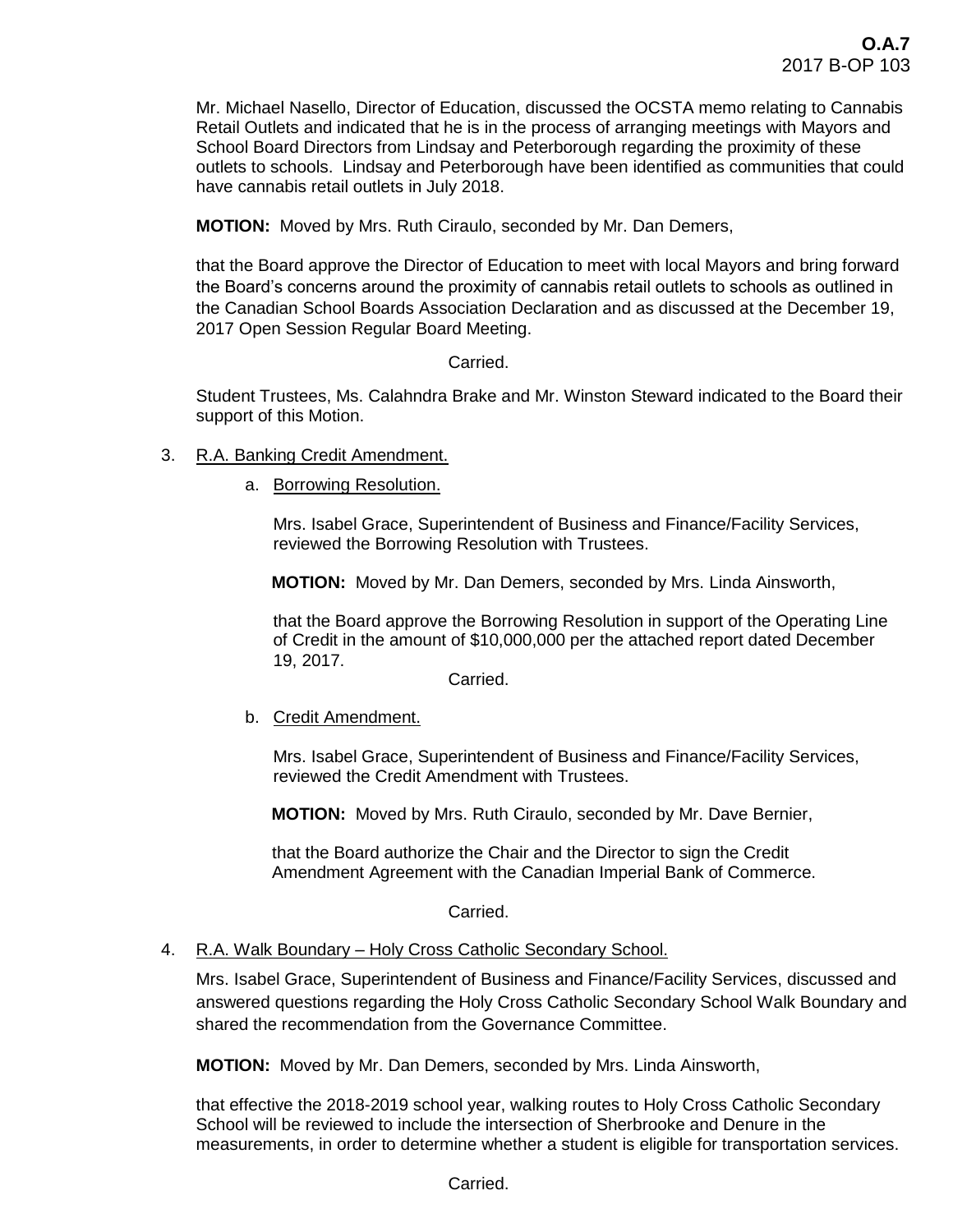Mr. Michael Nasello, Director of Education, discussed the OCSTA memo relating to Cannabis Retail Outlets and indicated that he is in the process of arranging meetings with Mayors and School Board Directors from Lindsay and Peterborough regarding the proximity of these outlets to schools. Lindsay and Peterborough have been identified as communities that could have cannabis retail outlets in July 2018.

**MOTION:** Moved by Mrs. Ruth Ciraulo, seconded by Mr. Dan Demers,

that the Board approve the Director of Education to meet with local Mayors and bring forward the Board's concerns around the proximity of cannabis retail outlets to schools as outlined in the Canadian School Boards Association Declaration and as discussed at the December 19, 2017 Open Session Regular Board Meeting.

Carried.

Student Trustees, Ms. Calahndra Brake and Mr. Winston Steward indicated to the Board their support of this Motion.

3. R.A. Banking Credit Amendment.

   a. Borrowing Resolution.

      Mrs. Isabel Grace, Superintendent of Business and Finance/Facility Services, reviewed the Borrowing Resolution with Trustees.

      **MOTION:** Moved by Mr. Dan Demers, seconded by Mrs. Linda Ainsworth,

      that the Board approve the Borrowing Resolution in support of the Operating Line of Credit in the amount of $10,000,000 per the attached report dated December 19, 2017.

      Carried.

   b. Credit Amendment.

      Mrs. Isabel Grace, Superintendent of Business and Finance/Facility Services, reviewed the Credit Amendment with Trustees.

      **MOTION:** Moved by Mrs. Ruth Ciraulo, seconded by Mr. Dave Bernier,

      that the Board authorize the Chair and the Director to sign the Credit Amendment Agreement with the Canadian Imperial Bank of Commerce.

      Carried.

4. R.A. Walk Boundary – Holy Cross Catholic Secondary School.

   Mrs. Isabel Grace, Superintendent of Business and Finance/Facility Services, discussed and answered questions regarding the Holy Cross Catholic Secondary School Walk Boundary and shared the recommendation from the Governance Committee.

   **MOTION:** Moved by Mr. Dan Demers, seconded by Mrs. Linda Ainsworth,

   that effective the 2018-2019 school year, walking routes to Holy Cross Catholic Secondary School will be reviewed to include the intersection of Sherbrooke and Denure in the measurements, in order to determine whether a student is eligible for transportation services.

   Carried.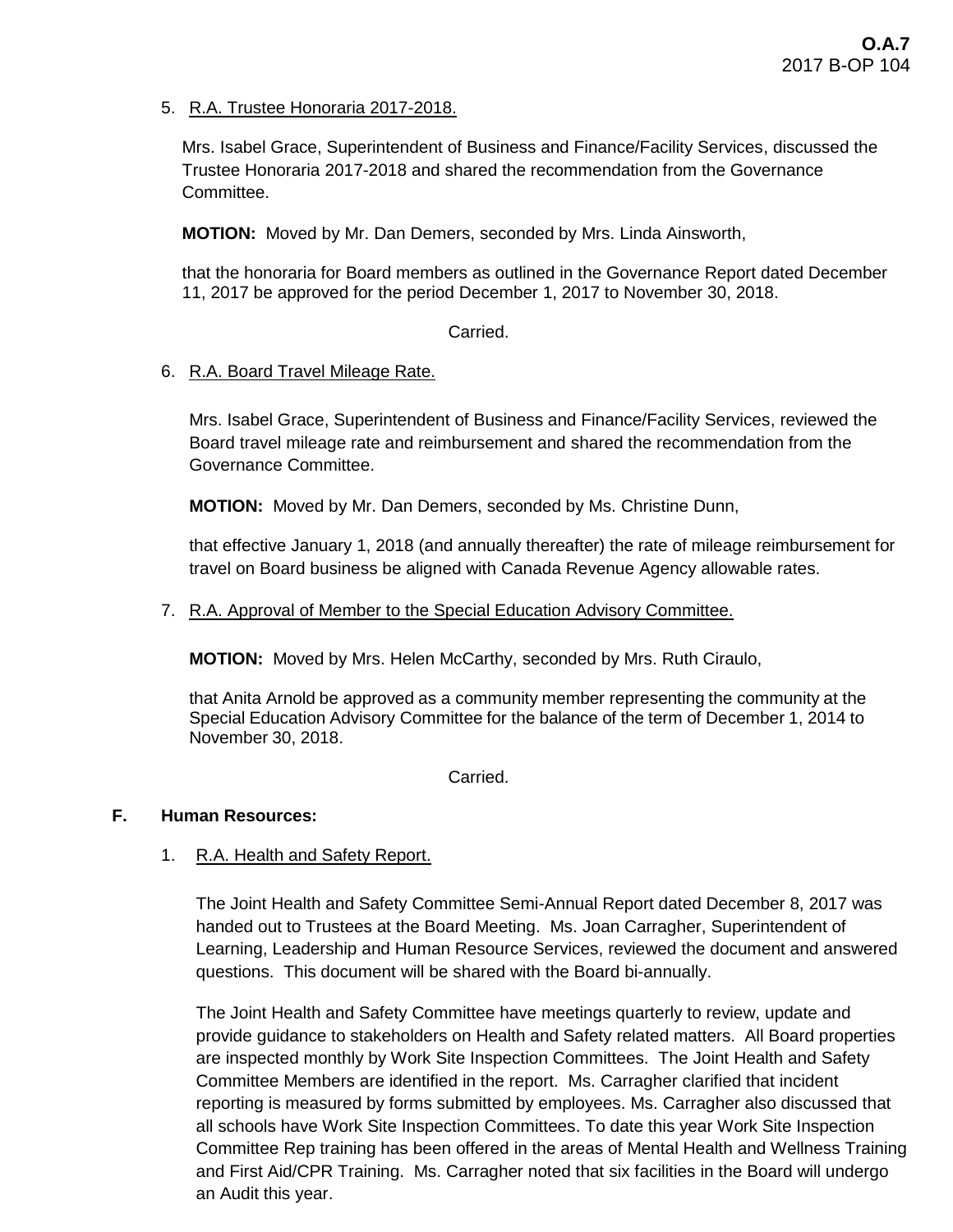5. R.A. Trustee Honoraria 2017-2018.

   Mrs. Isabel Grace, Superintendent of Business and Finance/Facility Services, discussed the Trustee Honoraria 2017-2018 and shared the recommendation from the Governance Committee.

   **MOTION:** Moved by Mr. Dan Demers, seconded by Mrs. Linda Ainsworth,

   that the honoraria for Board members as outlined in the Governance Report dated December 11, 2017 be approved for the period December 1, 2017 to November 30, 2018.

   Carried.

6. R.A. Board Travel Mileage Rate.

   Mrs. Isabel Grace, Superintendent of Business and Finance/Facility Services, reviewed the Board travel mileage rate and reimbursement and shared the recommendation from the Governance Committee.

   **MOTION:** Moved by Mr. Dan Demers, seconded by Ms. Christine Dunn,

   that effective January 1, 2018 (and annually thereafter) the rate of mileage reimbursement for travel on Board business be aligned with Canada Revenue Agency allowable rates.

7. R.A. Approval of Member to the Special Education Advisory Committee.

   **MOTION:** Moved by Mrs. Helen McCarthy, seconded by Mrs. Ruth Ciraulo,

   that Anita Arnold be approved as a community member representing the community at the Special Education Advisory Committee for the balance of the term of December 1, 2014 to November 30, 2018.

   Carried.

**F. Human Resources:**

1. R.A. Health and Safety Report.

   The Joint Health and Safety Committee Semi-Annual Report dated December 8, 2017 was handed out to Trustees at the Board Meeting. Ms. Joan Carragher, Superintendent of Learning, Leadership and Human Resource Services, reviewed the document and answered questions. This document will be shared with the Board bi-annually.

   The Joint Health and Safety Committee have meetings quarterly to review, update and provide guidance to stakeholders on Health and Safety related matters. All Board properties are inspected monthly by Work Site Inspection Committees. The Joint Health and Safety Committee Members are identified in the report. Ms. Carragher clarified that incident reporting is measured by forms submitted by employees. Ms. Carragher also discussed that all schools have Work Site Inspection Committees. To date this year Work Site Inspection Committee Rep training has been offered in the areas of Mental Health and Wellness Training and First Aid/CPR Training. Ms. Carragher noted that six facilities in the Board will undergo an Audit this year.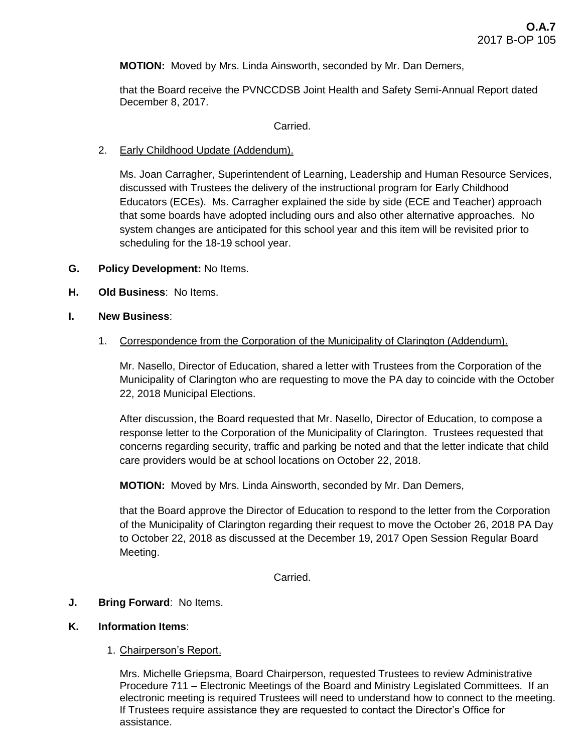**MOTION:** Moved by Mrs. Linda Ainsworth, seconded by Mr. Dan Demers,

that the Board receive the PVNCCDSB Joint Health and Safety Semi-Annual Report dated December 8, 2017.

Carried.

2. Early Childhood Update (Addendum).

Ms. Joan Carragher, Superintendent of Learning, Leadership and Human Resource Services, discussed with Trustees the delivery of the instructional program for Early Childhood Educators (ECEs). Ms. Carragher explained the side by side (ECE and Teacher) approach that some boards have adopted including ours and also other alternative approaches. No system changes are anticipated for this school year and this item will be revisited prior to scheduling for the 18-19 school year.

**G. Policy Development:** No Items.

**H. Old Business**: No Items.

**I. New Business**:

1. Correspondence from the Corporation of the Municipality of Clarington (Addendum).

Mr. Nasello, Director of Education, shared a letter with Trustees from the Corporation of the Municipality of Clarington who are requesting to move the PA day to coincide with the October 22, 2018 Municipal Elections.

After discussion, the Board requested that Mr. Nasello, Director of Education, to compose a response letter to the Corporation of the Municipality of Clarington. Trustees requested that concerns regarding security, traffic and parking be noted and that the letter indicate that child care providers would be at school locations on October 22, 2018.

**MOTION:** Moved by Mrs. Linda Ainsworth, seconded by Mr. Dan Demers,

that the Board approve the Director of Education to respond to the letter from the Corporation of the Municipality of Clarington regarding their request to move the October 26, 2018 PA Day to October 22, 2018 as discussed at the December 19, 2017 Open Session Regular Board Meeting.

Carried.

**J. Bring Forward**: No Items.

**K. Information Items**:

1. Chairperson's Report.

Mrs. Michelle Griepsma, Board Chairperson, requested Trustees to review Administrative Procedure 711 – Electronic Meetings of the Board and Ministry Legislated Committees. If an electronic meeting is required Trustees will need to understand how to connect to the meeting. If Trustees require assistance they are requested to contact the Director's Office for assistance.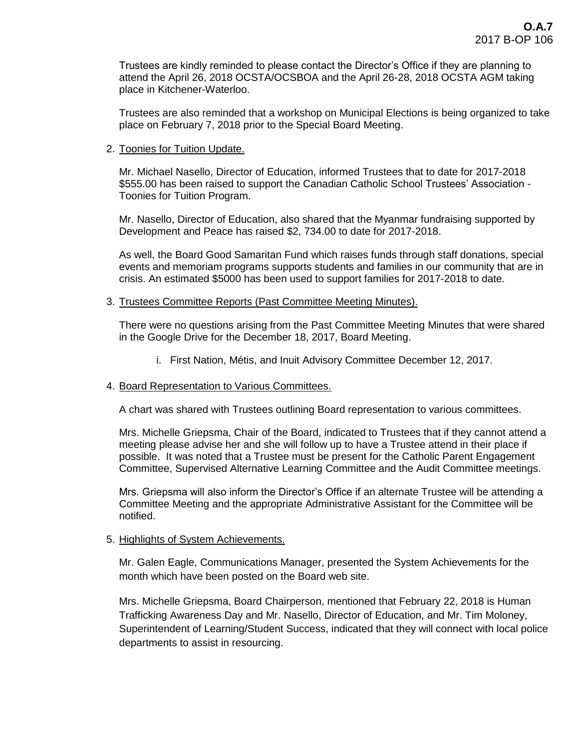Trustees are kindly reminded to please contact the Director's Office if they are planning to attend the April 26, 2018 OCSTA/OCSBOA and the April 26-28, 2018 OCSTA AGM taking place in Kitchener-Waterloo.

Trustees are also reminded that a workshop on Municipal Elections is being organized to take place on February 7, 2018 prior to the Special Board Meeting.

2. Toonies for Tuition Update.

   Mr. Michael Nasello, Director of Education, informed Trustees that to date for 2017-2018 $555.00 has been raised to support the Canadian Catholic School Trustees' Association - Toonies for Tuition Program.

   Mr. Nasello, Director of Education, also shared that the Myanmar fundraising supported by Development and Peace has raised $2, 734.00 to date for 2017-2018.

   As well, the Board Good Samaritan Fund which raises funds through staff donations, special events and memoriam programs supports students and families in our community that are in crisis. An estimated $5000 has been used to support families for 2017-2018 to date.

3. Trustees Committee Reports (Past Committee Meeting Minutes).

   There were no questions arising from the Past Committee Meeting Minutes that were shared in the Google Drive for the December 18, 2017, Board Meeting.

   i. First Nation, Métis, and Inuit Advisory Committee December 12, 2017.

4. Board Representation to Various Committees.

   A chart was shared with Trustees outlining Board representation to various committees.

   Mrs. Michelle Griepsma, Chair of the Board, indicated to Trustees that if they cannot attend a meeting please advise her and she will follow up to have a Trustee attend in their place if possible. It was noted that a Trustee must be present for the Catholic Parent Engagement Committee, Supervised Alternative Learning Committee and the Audit Committee meetings.

   Mrs. Griepsma will also inform the Director's Office if an alternate Trustee will be attending a Committee Meeting and the appropriate Administrative Assistant for the Committee will be notified.

5. Highlights of System Achievements.

   Mr. Galen Eagle, Communications Manager, presented the System Achievements for the month which have been posted on the Board web site.

   Mrs. Michelle Griepsma, Board Chairperson, mentioned that February 22, 2018 is Human Trafficking Awareness Day and Mr. Nasello, Director of Education, and Mr. Tim Moloney, Superintendent of Learning/Student Success, indicated that they will connect with local police departments to assist in resourcing.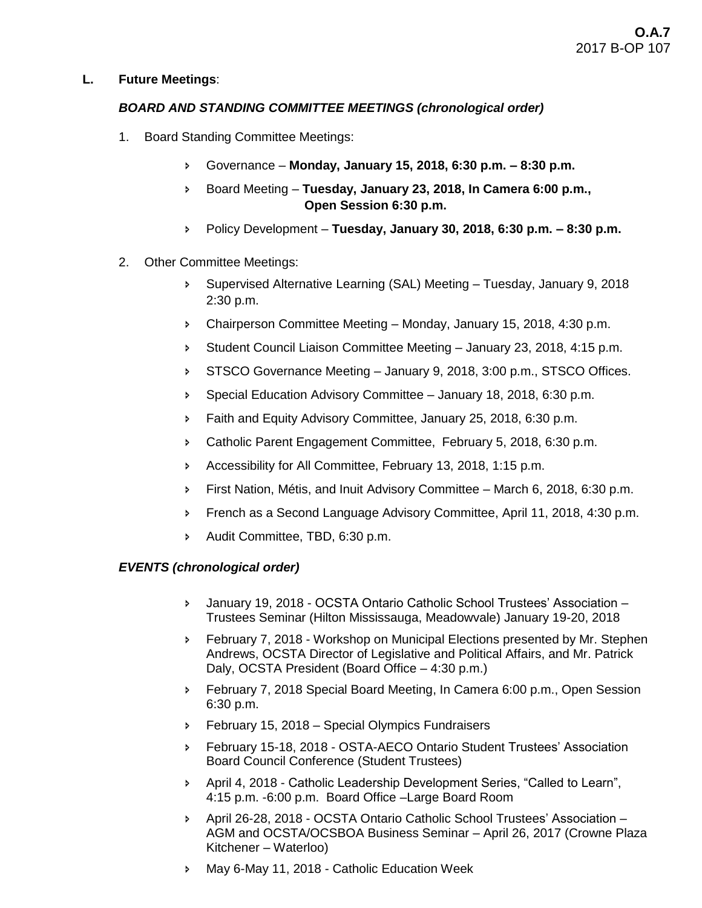**L. Future Meetings**:

***BOARD AND STANDING COMMITTEE MEETINGS (chronological order)***

1. Board Standing Committee Meetings:

   - Governance – **Monday, January 15, 2018, 6:30 p.m. – 8:30 p.m.**
   - Board Meeting – **Tuesday, January 23, 2018, In Camera 6:00 p.m., Open Session 6:30 p.m.**
   - Policy Development – **Tuesday, January 30, 2018, 6:30 p.m. – 8:30 p.m.**

2. Other Committee Meetings:

   - Supervised Alternative Learning (SAL) Meeting – Tuesday, January 9, 2018 2:30 p.m.
   - Chairperson Committee Meeting – Monday, January 15, 2018, 4:30 p.m.
   - Student Council Liaison Committee Meeting – January 23, 2018, 4:15 p.m.
   - STSCO Governance Meeting – January 9, 2018, 3:00 p.m., STSCO Offices.
   - Special Education Advisory Committee – January 18, 2018, 6:30 p.m.
   - Faith and Equity Advisory Committee, January 25, 2018, 6:30 p.m.
   - Catholic Parent Engagement Committee, February 5, 2018, 6:30 p.m.
   - Accessibility for All Committee, February 13, 2018, 1:15 p.m.
   - First Nation, Métis, and Inuit Advisory Committee – March 6, 2018, 6:30 p.m.
   - French as a Second Language Advisory Committee, April 11, 2018, 4:30 p.m.
   - Audit Committee, TBD, 6:30 p.m.

***EVENTS (chronological order)***

- January 19, 2018 - OCSTA Ontario Catholic School Trustees' Association – Trustees Seminar (Hilton Mississauga, Meadowvale) January 19-20, 2018
- February 7, 2018 - Workshop on Municipal Elections presented by Mr. Stephen Andrews, OCSTA Director of Legislative and Political Affairs, and Mr. Patrick Daly, OCSTA President (Board Office – 4:30 p.m.)
- February 7, 2018 Special Board Meeting, In Camera 6:00 p.m., Open Session 6:30 p.m.
- February 15, 2018 – Special Olympics Fundraisers
- February 15-18, 2018 - OSTA-AECO Ontario Student Trustees' Association Board Council Conference (Student Trustees)
- April 4, 2018 - Catholic Leadership Development Series, "Called to Learn", 4:15 p.m. -6:00 p.m. Board Office –Large Board Room
- April 26-28, 2018 - OCSTA Ontario Catholic School Trustees' Association – AGM and OCSTA/OCSBOA Business Seminar – April 26, 2017 (Crowne Plaza Kitchener – Waterloo)
- May 6-May 11, 2018 - Catholic Education Week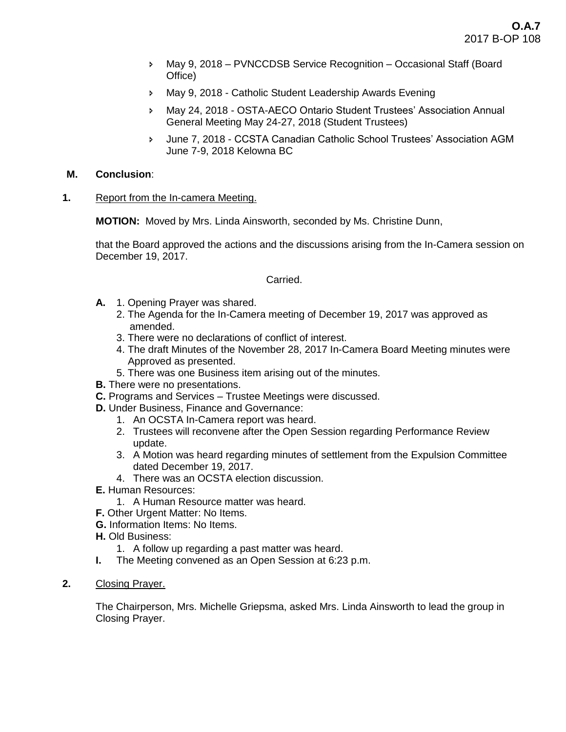- May 9, 2018 – PVNCCDSB Service Recognition – Occasional Staff (Board Office)
- May 9, 2018 - Catholic Student Leadership Awards Evening
- May 24, 2018 - OSTA-AECO Ontario Student Trustees' Association Annual General Meeting May 24-27, 2018 (Student Trustees)
- June 7, 2018 - CCSTA Canadian Catholic School Trustees' Association AGM June 7-9, 2018 Kelowna BC

**M. Conclusion**:

**1.** Report from the In-camera Meeting.

**MOTION:** Moved by Mrs. Linda Ainsworth, seconded by Ms. Christine Dunn,

that the Board approved the actions and the discussions arising from the In-Camera session on December 19, 2017.

Carried.

**A.** 1. Opening Prayer was shared.
2. The Agenda for the In-Camera meeting of December 19, 2017 was approved as amended.
3. There were no declarations of conflict of interest.
4. The draft Minutes of the November 28, 2017 In-Camera Board Meeting minutes were Approved as presented.
5. There was one Business item arising out of the minutes.

**B.** There were no presentations.

**C.** Programs and Services – Trustee Meetings were discussed.

**D.** Under Business, Finance and Governance:
1. An OCSTA In-Camera report was heard.
2. Trustees will reconvene after the Open Session regarding Performance Review update.
3. A Motion was heard regarding minutes of settlement from the Expulsion Committee dated December 19, 2017.
4. There was an OCSTA election discussion.

**E.** Human Resources:
1. A Human Resource matter was heard.

**F.** Other Urgent Matter: No Items.

**G.** Information Items: No Items.

**H.** Old Business:
1. A follow up regarding a past matter was heard.

**I.** The Meeting convened as an Open Session at 6:23 p.m.

**2.** Closing Prayer.

The Chairperson, Mrs. Michelle Griepsma, asked Mrs. Linda Ainsworth to lead the group in Closing Prayer.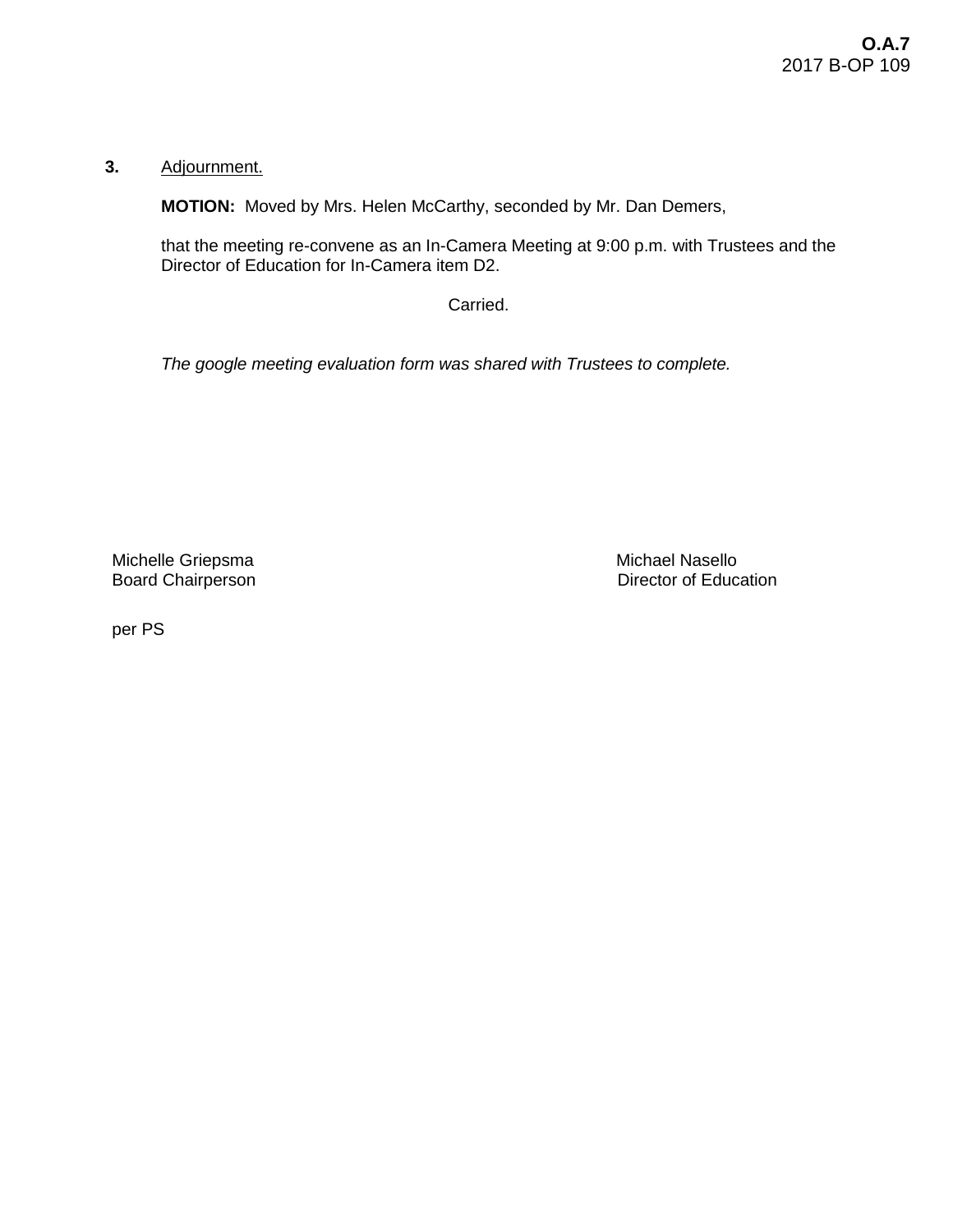**3.** Adjournment.

**MOTION:** Moved by Mrs. Helen McCarthy, seconded by Mr. Dan Demers,

that the meeting re-convene as an In-Camera Meeting at 9:00 p.m. with Trustees and the Director of Education for In-Camera item D2.

Carried.

*The google meeting evaluation form was shared with Trustees to complete.*

Michelle Griepsma
Board Chairperson

Michael Nasello
Director of Education

per PS